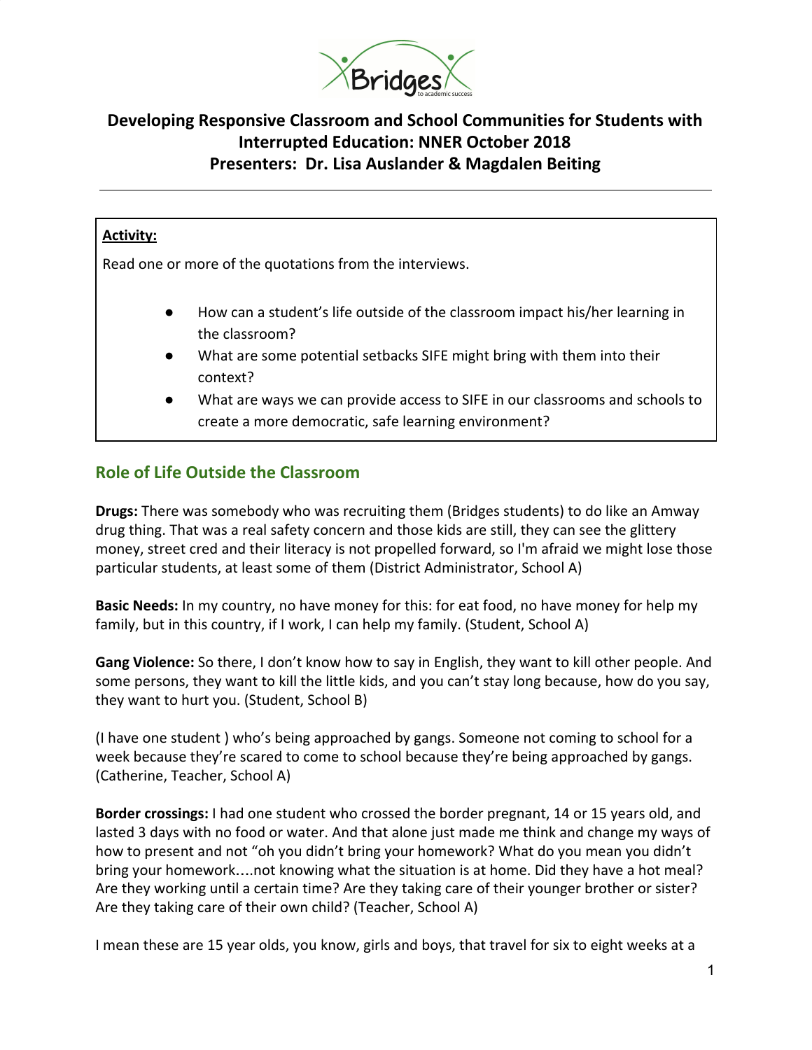# Developing Responsive Classroom and School Communities for Students with Interrupted Education: NNER October 2018

## Presenters: Dr. Lisa Auslander & Magdalen Beiting

---

**Activity:**

Read one or more of the quotations from the interviews.

- How can a student's life outside of the classroom impact his/her learning in the classroom?
- What are some potential setbacks SIFE might bring with them into their context?
- What are ways we can provide access to SIFE in our classrooms and schools to create a more democratic, safe learning environment?

## Role of Life Outside the Classroom

**Drugs:** There was somebody who was recruiting them (Bridges students) to do like an Amway drug thing. That was a real safety concern and those kids are still, they can see the glittery money, street cred and their literacy is not propelled forward, so I'm afraid we might lose those particular students, at least some of them (District Administrator, School A)

**Basic Needs:** In my country, no have money for this: for eat food, no have money for help my family, but in this country, if I work, I can help my family. (Student, School A)

**Gang Violence:** So there, I don't know how to say in English, they want to kill other people. And some persons, they want to kill the little kids, and you can't stay long because, how do you say, they want to hurt you. (Student, School B)

(I have one student ) who's being approached by gangs. Someone not coming to school for a week because they're scared to come to school because they're being approached by gangs. (Catherine, Teacher, School A)

**Border crossings:** I had one student who crossed the border pregnant, 14 or 15 years old, and lasted 3 days with no food or water. And that alone just made me think and change my ways of how to present and not "oh you didn't bring your homework? What do you mean you didn't bring your homework....not knowing what the situation is at home. Did they have a hot meal? Are they working until a certain time? Are they taking care of their younger brother or sister? Are they taking care of their own child? (Teacher, School A)

I mean these are 15 year olds, you know, girls and boys, that travel for six to eight weeks at a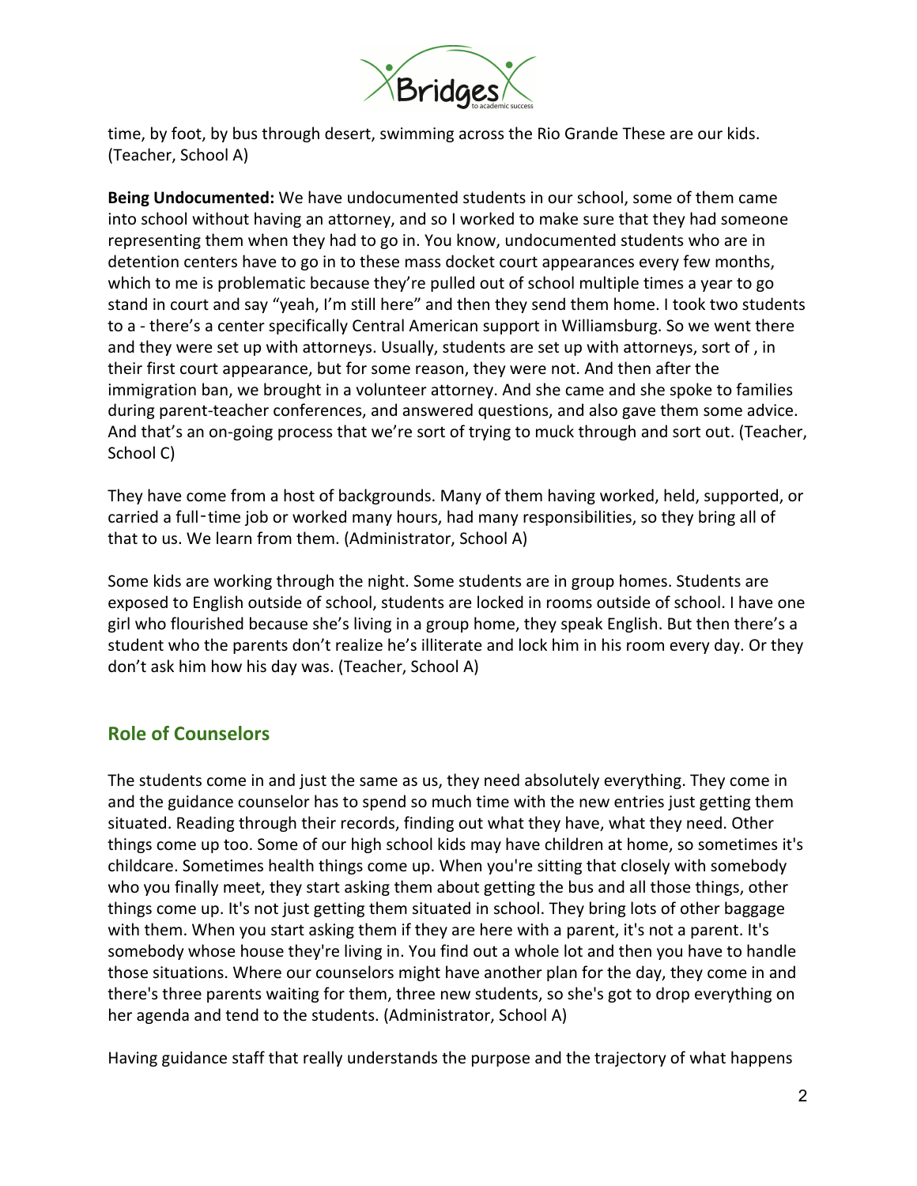time, by foot, by bus through desert, swimming across the Rio Grande These are our kids. (Teacher, School A)

**Being Undocumented:** We have undocumented students in our school, some of them came into school without having an attorney, and so I worked to make sure that they had someone representing them when they had to go in. You know, undocumented students who are in detention centers have to go in to these mass docket court appearances every few months, which to me is problematic because they're pulled out of school multiple times a year to go stand in court and say "yeah, I'm still here" and then they send them home. I took two students to a - there's a center specifically Central American support in Williamsburg. So we went there and they were set up with attorneys. Usually, students are set up with attorneys, sort of , in their first court appearance, but for some reason, they were not. And then after the immigration ban, we brought in a volunteer attorney. And she came and she spoke to families during parent-teacher conferences, and answered questions, and also gave them some advice. And that's an on-going process that we're sort of trying to muck through and sort out. (Teacher, School C)

They have come from a host of backgrounds. Many of them having worked, held, supported, or carried a full‑time job or worked many hours, had many responsibilities, so they bring all of that to us. We learn from them. (Administrator, School A)

Some kids are working through the night. Some students are in group homes. Students are exposed to English outside of school, students are locked in rooms outside of school. I have one girl who flourished because she's living in a group home, they speak English. But then there's a student who the parents don't realize he's illiterate and lock him in his room every day. Or they don't ask him how his day was. (Teacher, School A)

## Role of Counselors

The students come in and just the same as us, they need absolutely everything. They come in and the guidance counselor has to spend so much time with the new entries just getting them situated. Reading through their records, finding out what they have, what they need. Other things come up too. Some of our high school kids may have children at home, so sometimes it's childcare. Sometimes health things come up. When you're sitting that closely with somebody who you finally meet, they start asking them about getting the bus and all those things, other things come up. It's not just getting them situated in school. They bring lots of other baggage with them. When you start asking them if they are here with a parent, it's not a parent. It's somebody whose house they're living in. You find out a whole lot and then you have to handle those situations. Where our counselors might have another plan for the day, they come in and there's three parents waiting for them, three new students, so she's got to drop everything on her agenda and tend to the students. (Administrator, School A)

Having guidance staff that really understands the purpose and the trajectory of what happens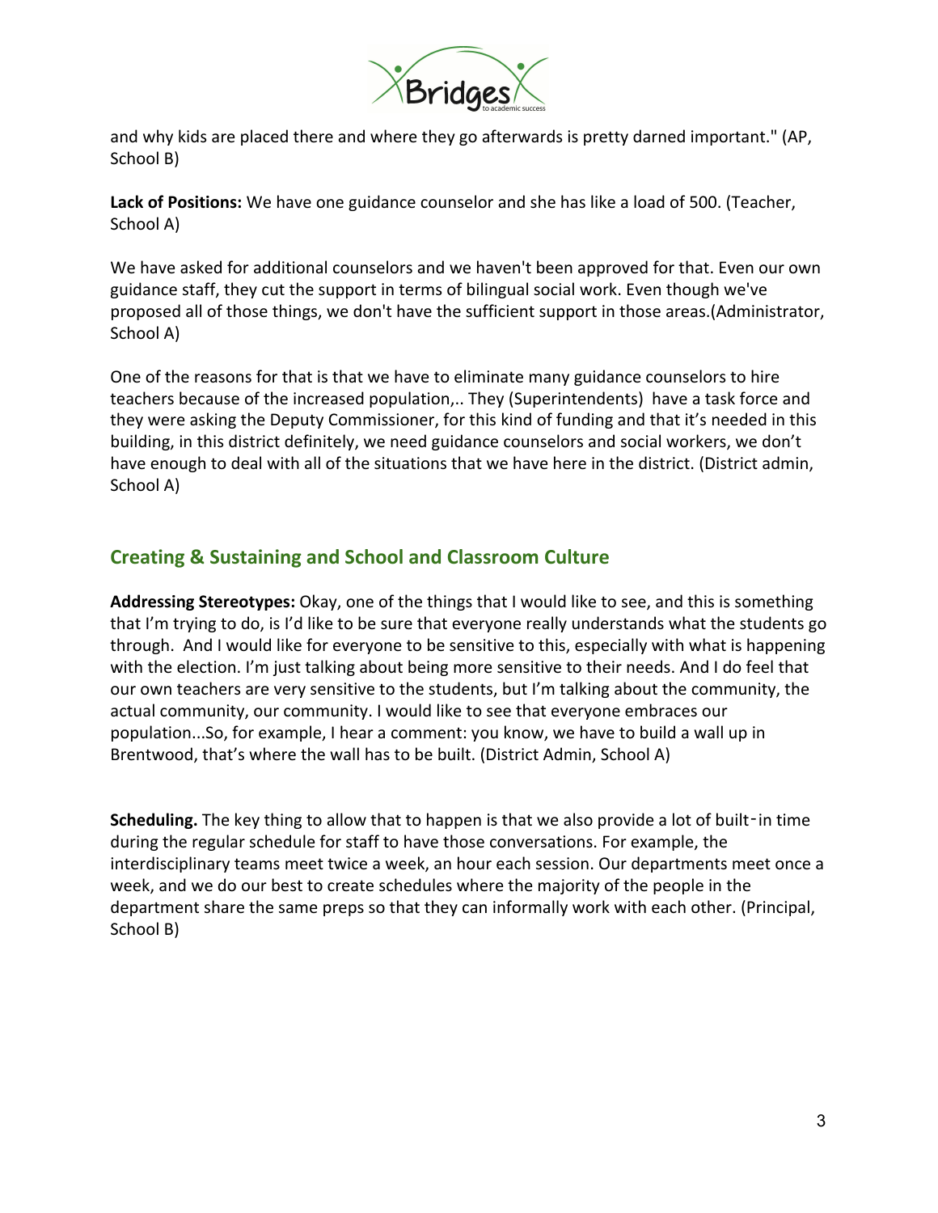and why kids are placed there and where they go afterwards is pretty darned important." (AP, School B)

**Lack of Positions:** We have one guidance counselor and she has like a load of 500. (Teacher, School A)

We have asked for additional counselors and we haven't been approved for that. Even our own guidance staff, they cut the support in terms of bilingual social work. Even though we've proposed all of those things, we don't have the sufficient support in those areas.(Administrator, School A)

One of the reasons for that is that we have to eliminate many guidance counselors to hire teachers because of the increased population,.. They (Superintendents) have a task force and they were asking the Deputy Commissioner, for this kind of funding and that it's needed in this building, in this district definitely, we need guidance counselors and social workers, we don't have enough to deal with all of the situations that we have here in the district. (District admin, School A)

## Creating & Sustaining and School and Classroom Culture

**Addressing Stereotypes:** Okay, one of the things that I would like to see, and this is something that I'm trying to do, is I'd like to be sure that everyone really understands what the students go through. And I would like for everyone to be sensitive to this, especially with what is happening with the election. I'm just talking about being more sensitive to their needs. And I do feel that our own teachers are very sensitive to the students, but I'm talking about the community, the actual community, our community. I would like to see that everyone embraces our population...So, for example, I hear a comment: you know, we have to build a wall up in Brentwood, that's where the wall has to be built. (District Admin, School A)

**Scheduling.** The key thing to allow that to happen is that we also provide a lot of built-in time during the regular schedule for staff to have those conversations. For example, the interdisciplinary teams meet twice a week, an hour each session. Our departments meet once a week, and we do our best to create schedules where the majority of the people in the department share the same preps so that they can informally work with each other. (Principal, School B)